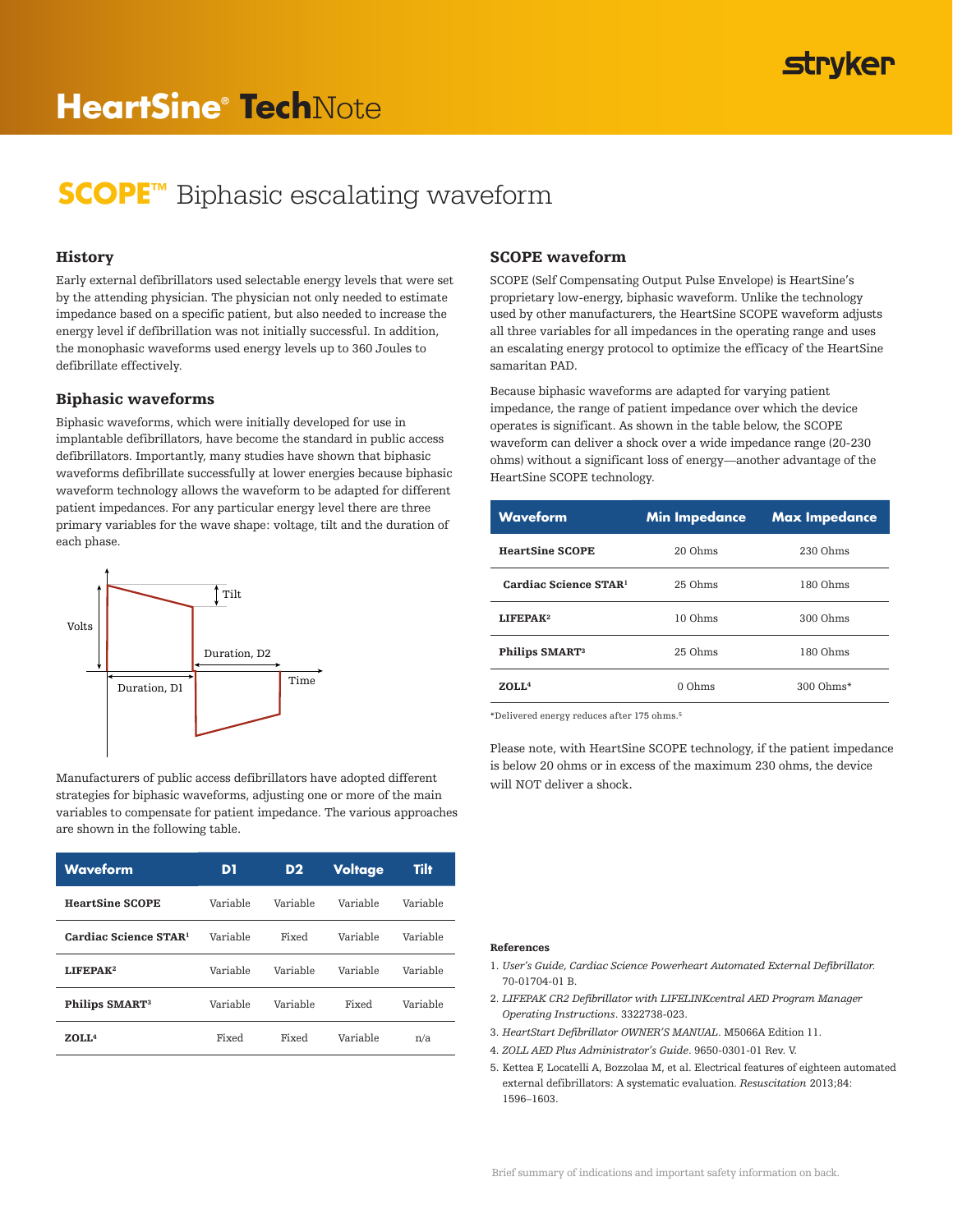# HeartSine® TechNote

## SCOPE™ Biphasic escalating waveform

### History

Early external defibrillators used selectable energy levels that were set by the attending physician. The physician not only needed to estimate impedance based on a specific patient, but also needed to increase the energy level if defibrillation was not initially successful. In addition, the monophasic waveforms used energy levels up to 360 Joules to defibrillate effectively.

### Biphasic waveforms

Biphasic waveforms, which were initially developed for use in implantable defibrillators, have become the standard in public access defibrillators. Importantly, many studies have shown that biphasic waveforms defibrillate successfully at lower energies because biphasic waveform technology allows the waveform to be adapted for different patient impedances. For any particular energy level there are three primary variables for the wave shape: voltage, tilt and the duration of each phase.

Volts | Tilt | Duration, D2 | Time | Duration, D1

Manufacturers of public access defibrillators have adopted different strategies for biphasic waveforms, adjusting one or more of the main variables to compensate for patient impedance. The various approaches are shown in the following table.

| Waveform | D1 | D2 | Voltage | Tilt |
|---|---|---|---|---|
| **HeartSine SCOPE** | Variable | Variable | Variable | Variable |
| **Cardiac Science STAR**[1] | Variable | Fixed | Variable | Variable |
| **LIFEPAK**[2] | Variable | Variable | Variable | Variable |
| **Philips SMART**[3] | Variable | Variable | Fixed | Variable |
| **ZOLL**[4] | Fixed | Fixed | Variable | n/a |

### SCOPE waveform

SCOPE (Self Compensating Output Pulse Envelope) is HeartSine's proprietary low-energy, biphasic waveform. Unlike the technology used by other manufacturers, the HeartSine SCOPE waveform adjusts all three variables for all impedances in the operating range and uses an escalating energy protocol to optimize the efficacy of the HeartSine samaritan PAD.

Because biphasic waveforms are adapted for varying patient impedance, the range of patient impedance over which the device operates is significant. As shown in the table below, the SCOPE waveform can deliver a shock over a wide impedance range (20-230 ohms) without a significant loss of energy—another advantage of the HeartSine SCOPE technology.

| Waveform | Min Impedance | Max Impedance |
|---|---|---|
| **HeartSine SCOPE** | 20 Ohms | 230 Ohms |
| **Cardiac Science STAR**[1] | 25 Ohms | 180 Ohms |
| **LIFEPAK**[2] | 10 Ohms | 300 Ohms |
| **Philips SMART**[3] | 25 Ohms | 180 Ohms |
| **ZOLL**[4] | 0 Ohms | 300 Ohms* |

*Delivered energy reduces after 175 ohms.[5]

Please note, with HeartSine SCOPE technology, if the patient impedance is below 20 ohms or in excess of the maximum 230 ohms, the device will NOT deliver a shock.

#### References

1. *User's Guide, Cardiac Science Powerheart Automated External Defibrillator*. 70-01704-01 B.
2. *LIFEPAK CR2 Defibrillator with LIFELINKcentral AED Program Manager Operating Instructions*. 3322738-023.
3. *HeartStart Defibrillator OWNER'S MANUAL*. M5066A Edition 11.
4. *ZOLL AED Plus Administrator's Guide*. 9650-0301-01 Rev. V.
5. Kettea F, Locatelli A, Bozzolaa M, et al. Electrical features of eighteen automated external defibrillators: A systematic evaluation. *Resuscitation* 2013;84: 1596–1603.

Brief summary of indications and important safety information on back.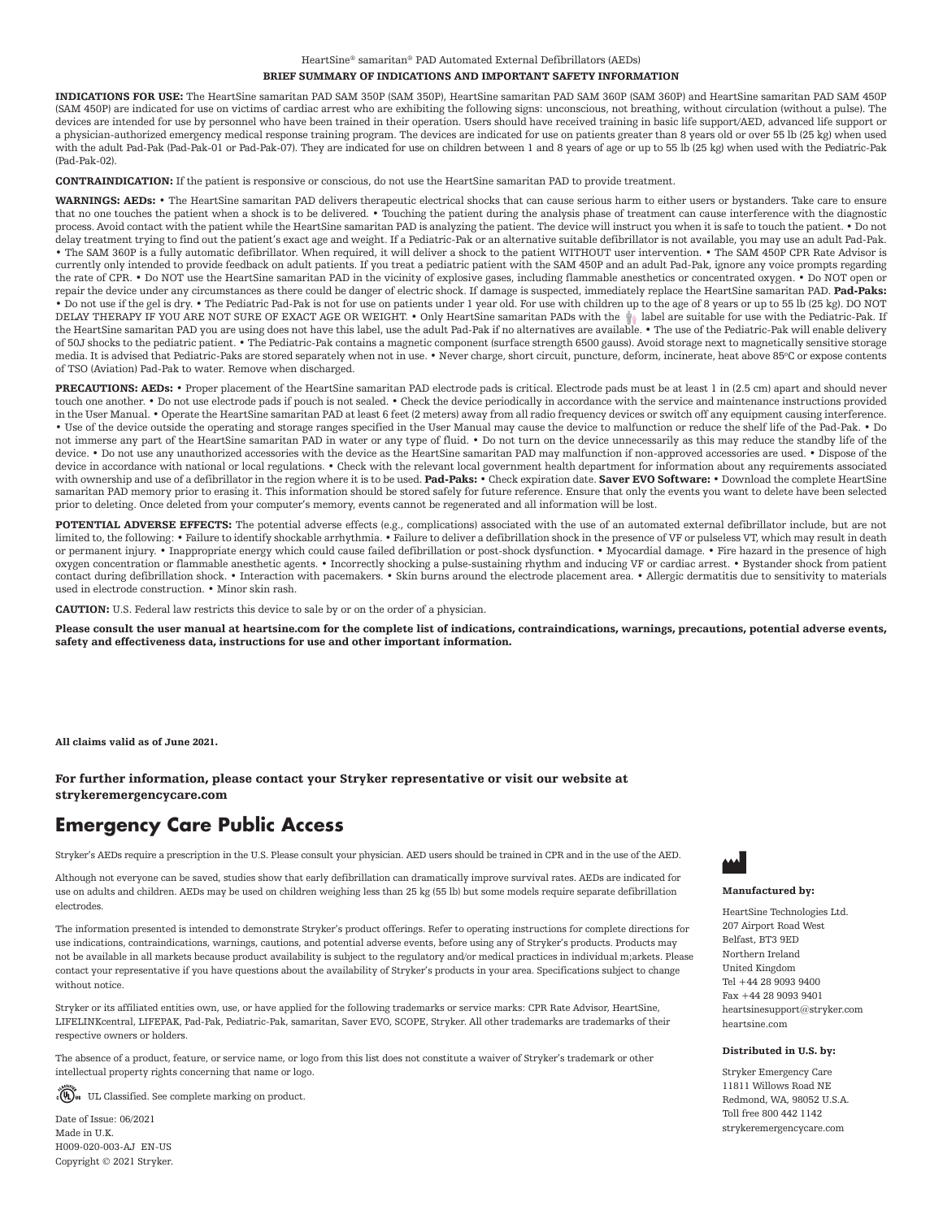HeartSine® samaritan® PAD Automated External Defibrillators (AEDs)

**BRIEF SUMMARY OF INDICATIONS AND IMPORTANT SAFETY INFORMATION**

**INDICATIONS FOR USE:** The HeartSine samaritan PAD SAM 350P (SAM 350P), HeartSine samaritan PAD SAM 360P (SAM 360P) and HeartSine samaritan PAD SAM 450P (SAM 450P) are indicated for use on victims of cardiac arrest who are exhibiting the following signs: unconscious, not breathing, without circulation (without a pulse). The devices are intended for use by personnel who have been trained in their operation. Users should have received training in basic life support/AED, advanced life support or a physician-authorized emergency medical response training program. The devices are indicated for use on patients greater than 8 years old or over 55 lb (25 kg) when used with the adult Pad-Pak (Pad-Pak-01 or Pad-Pak-07). They are indicated for use on children between 1 and 8 years of age or up to 55 lb (25 kg) when used with the Pediatric-Pak (Pad-Pak-02).

**CONTRAINDICATION:** If the patient is responsive or conscious, do not use the HeartSine samaritan PAD to provide treatment.

**WARNINGS: AEDs:** • The HeartSine samaritan PAD delivers therapeutic electrical shocks that can cause serious harm to either users or bystanders. Take care to ensure that no one touches the patient when a shock is to be delivered. • Touching the patient during the analysis phase of treatment can cause interference with the diagnostic process. Avoid contact with the patient while the HeartSine samaritan PAD is analyzing the patient. The device will instruct you when it is safe to touch the patient. • Do not delay treatment trying to find out the patient's exact age and weight. If a Pediatric-Pak or an alternative suitable defibrillator is not available, you may use an adult Pad-Pak. • The SAM 360P is a fully automatic defibrillator. When required, it will deliver a shock to the patient WITHOUT user intervention. • The SAM 450P CPR Rate Advisor is currently only intended to provide feedback on adult patients. If you treat a pediatric patient with the SAM 450P and an adult Pad-Pak, ignore any voice prompts regarding the rate of CPR. • Do NOT use the HeartSine samaritan PAD in the vicinity of explosive gases, including flammable anesthetics or concentrated oxygen. • Do NOT open or repair the device under any circumstances as there could be danger of electric shock. If damage is suspected, immediately replace the HeartSine samaritan PAD. **Pad-Paks:** • Do not use if the gel is dry. • The Pediatric Pad-Pak is not for use on patients under 1 year old. For use with children up to the age of 8 years or up to 55 lb (25 kg). DO NOT DELAY THERAPY IF YOU ARE NOT SURE OF EXACT AGE OR WEIGHT. • Only HeartSine samaritan PADs with the label are suitable for use with the Pediatric-Pak. If the HeartSine samaritan PAD you are using does not have this label, use the adult Pad-Pak if no alternatives are available. • The use of the Pediatric-Pak will enable delivery of 50J shocks to the pediatric patient. • The Pediatric-Pak contains a magnetic component (surface strength 6500 gauss). Avoid storage next to magnetically sensitive storage media. It is advised that Pediatric-Paks are stored separately when not in use. • Never charge, short circuit, puncture, deform, incinerate, heat above 85°C or expose contents of TSO (Aviation) Pad-Pak to water. Remove when discharged.

**PRECAUTIONS: AEDs:** • Proper placement of the HeartSine samaritan PAD electrode pads is critical. Electrode pads must be at least 1 in (2.5 cm) apart and should never touch one another. • Do not use electrode pads if pouch is not sealed. • Check the device periodically in accordance with the service and maintenance instructions provided in the User Manual. • Operate the HeartSine samaritan PAD at least 6 feet (2 meters) away from all radio frequency devices or switch off any equipment causing interference. • Use of the device outside the operating and storage ranges specified in the User Manual may cause the device to malfunction or reduce the shelf life of the Pad-Pak. • Do not immerse any part of the HeartSine samaritan PAD in water or any type of fluid. • Do not turn on the device unnecessarily as this may reduce the standby life of the device. • Do not use any unauthorized accessories with the device as the HeartSine samaritan PAD may malfunction if non-approved accessories are used. • Dispose of the device in accordance with national or local regulations. • Check with the relevant local government health department for information about any requirements associated with ownership and use of a defibrillator in the region where it is to be used. **Pad-Paks:** • Check expiration date. **Saver EVO Software:** • Download the complete HeartSine samaritan PAD memory prior to erasing it. This information should be stored safely for future reference. Ensure that only the events you want to delete have been selected prior to deleting. Once deleted from your computer's memory, events cannot be regenerated and all information will be lost.

**POTENTIAL ADVERSE EFFECTS:** The potential adverse effects (e.g., complications) associated with the use of an automated external defibrillator include, but are not limited to, the following: • Failure to identify shockable arrhythmia. • Failure to deliver a defibrillation shock in the presence of VF or pulseless VT, which may result in death or permanent injury. • Inappropriate energy which could cause failed defibrillation or post-shock dysfunction. • Myocardial damage. • Fire hazard in the presence of high oxygen concentration or flammable anesthetic agents. • Incorrectly shocking a pulse-sustaining rhythm and inducing VF or cardiac arrest. • Bystander shock from patient contact during defibrillation shock. • Interaction with pacemakers. • Skin burns around the electrode placement area. • Allergic dermatitis due to sensitivity to materials used in electrode construction. • Minor skin rash.

**CAUTION:** U.S. Federal law restricts this device to sale by or on the order of a physician.

**Please consult the user manual at heartsine.com for the complete list of indications, contraindications, warnings, precautions, potential adverse events, safety and effectiveness data, instructions for use and other important information.**

**All claims valid as of June 2021.**

**For further information, please contact your Stryker representative or visit our website at strykeremergencycare.com**

## Emergency Care Public Access

Stryker's AEDs require a prescription in the U.S. Please consult your physician. AED users should be trained in CPR and in the use of the AED.

Although not everyone can be saved, studies show that early defibrillation can dramatically improve survival rates. AEDs are indicated for use on adults and children. AEDs may be used on children weighing less than 25 kg (55 lb) but some models require separate defibrillation electrodes.

The information presented is intended to demonstrate Stryker's product offerings. Refer to operating instructions for complete directions for use indications, contraindications, warnings, cautions, and potential adverse events, before using any of Stryker's products. Products may not be available in all markets because product availability is subject to the regulatory and/or medical practices in individual m;arkets. Please contact your representative if you have questions about the availability of Stryker's products in your area. Specifications subject to change without notice.

Stryker or its affiliated entities own, use, or have applied for the following trademarks or service marks: CPR Rate Advisor, HeartSine, LIFELINKcentral, LIFEPAK, Pad-Pak, Pediatric-Pak, samaritan, Saver EVO, SCOPE, Stryker. All other trademarks are trademarks of their respective owners or holders.

The absence of a product, feature, or service name, or logo from this list does not constitute a waiver of Stryker's trademark or other intellectual property rights concerning that name or logo.

UL Classified. See complete marking on product.

Date of Issue: 06/2021
Made in U.K.
H009-020-003-AJ EN-US
Copyright © 2021 Stryker.

**Manufactured by:**

HeartSine Technologies Ltd.
207 Airport Road West
Belfast, BT3 9ED
Northern Ireland
United Kingdom
Tel +44 28 9093 9400
Fax +44 28 9093 9401
heartsinesupport@stryker.com
heartsine.com

**Distributed in U.S. by:**

Stryker Emergency Care
11811 Willows Road NE
Redmond, WA, 98052 U.S.A.
Toll free 800 442 1142
strykeremergencycare.com